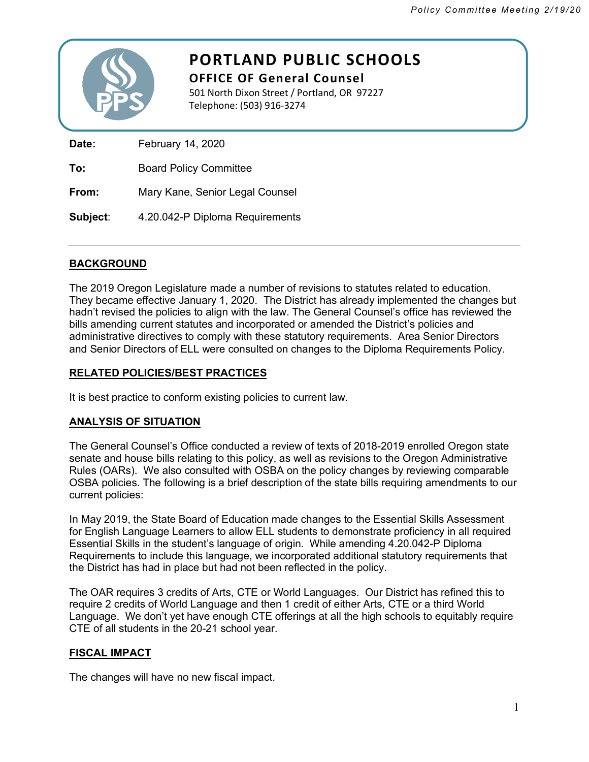# PORTLAND PUBLIC SCHOOLS

**OFFICE OF General Counsel**

501 North Dixon Street / Portland, OR 97227
Telephone: (503) 916-3274

**Date:** February 14, 2020

**To:** Board Policy Committee

**From:** Mary Kane, Senior Legal Counsel

**Subject:** 4.20.042-P Diploma Requirements

---

## BACKGROUND

The 2019 Oregon Legislature made a number of revisions to statutes related to education. They became effective January 1, 2020. The District has already implemented the changes but hadn't revised the policies to align with the law. The General Counsel's office has reviewed the bills amending current statutes and incorporated or amended the District's policies and administrative directives to comply with these statutory requirements. Area Senior Directors and Senior Directors of ELL were consulted on changes to the Diploma Requirements Policy.

## RELATED POLICIES/BEST PRACTICES

It is best practice to conform existing policies to current law.

## ANALYSIS OF SITUATION

The General Counsel's Office conducted a review of texts of 2018-2019 enrolled Oregon state senate and house bills relating to this policy, as well as revisions to the Oregon Administrative Rules (OARs). We also consulted with OSBA on the policy changes by reviewing comparable OSBA policies. The following is a brief description of the state bills requiring amendments to our current policies:

In May 2019, the State Board of Education made changes to the Essential Skills Assessment for English Language Learners to allow ELL students to demonstrate proficiency in all required Essential Skills in the student's language of origin. While amending 4.20.042-P Diploma Requirements to include this language, we incorporated additional statutory requirements that the District has had in place but had not been reflected in the policy.

The OAR requires 3 credits of Arts, CTE or World Languages. Our District has refined this to require 2 credits of World Language and then 1 credit of either Arts, CTE or a third World Language. We don't yet have enough CTE offerings at all the high schools to equitably require CTE of all students in the 20-21 school year.

## FISCAL IMPACT

The changes will have no new fiscal impact.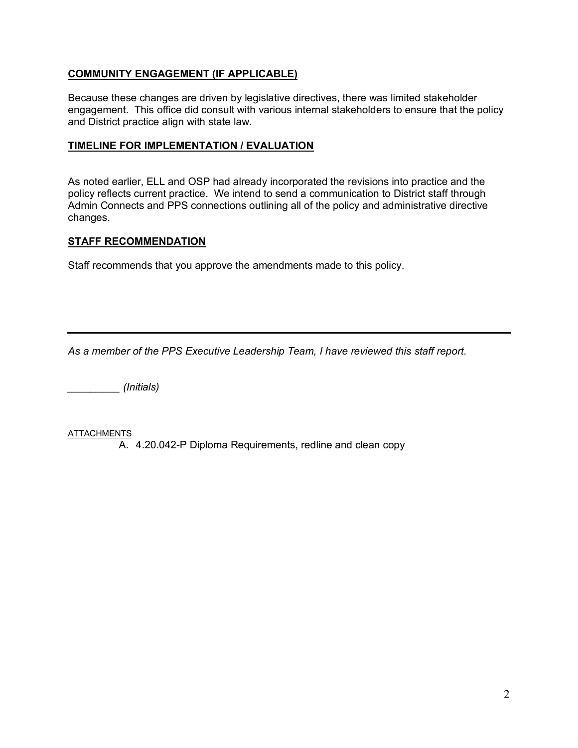**COMMUNITY ENGAGEMENT (IF APPLICABLE)**

Because these changes are driven by legislative directives, there was limited stakeholder engagement. This office did consult with various internal stakeholders to ensure that the policy and District practice align with state law.

**TIMELINE FOR IMPLEMENTATION / EVALUATION**

As noted earlier, ELL and OSP had already incorporated the revisions into practice and the policy reflects current practice. We intend to send a communication to District staff through Admin Connects and PPS connections outlining all of the policy and administrative directive changes.

**STAFF RECOMMENDATION**

Staff recommends that you approve the amendments made to this policy.

---

*As a member of the PPS Executive Leadership Team, I have reviewed this staff report.*

_________ *(Initials)*

ATTACHMENTS

A. 4.20.042-P Diploma Requirements, redline and clean copy